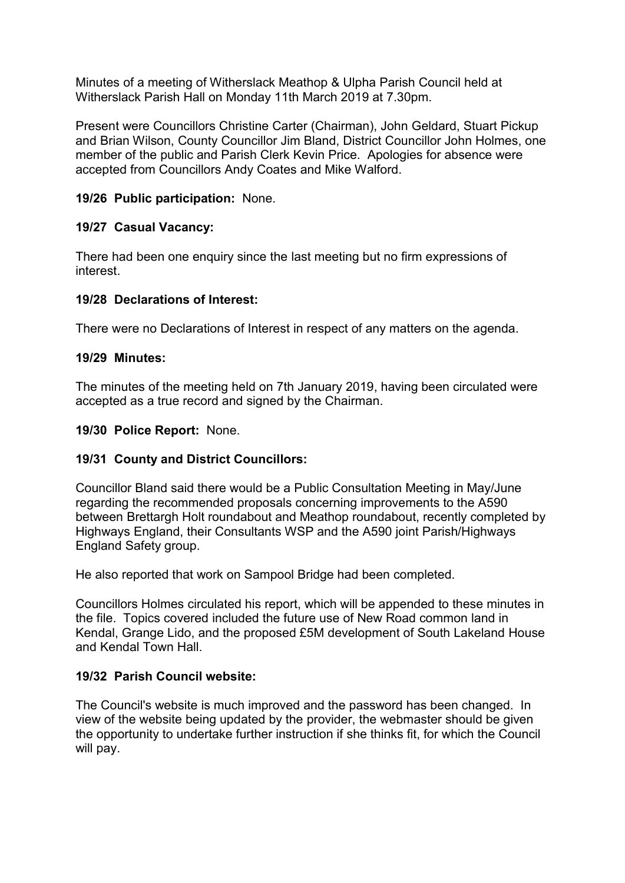Minutes of a meeting of Witherslack Meathop & Ulpha Parish Council held at Witherslack Parish Hall on Monday 11th March 2019 at 7.30pm.

Present were Councillors Christine Carter (Chairman), John Geldard, Stuart Pickup and Brian Wilson, County Councillor Jim Bland, District Councillor John Holmes, one member of the public and Parish Clerk Kevin Price. Apologies for absence were accepted from Councillors Andy Coates and Mike Walford.

**19/26 Public participation:** None.

**19/27 Casual Vacancy:**

There had been one enquiry since the last meeting but no firm expressions of interest.

**19/28 Declarations of Interest:**

There were no Declarations of Interest in respect of any matters on the agenda.

**19/29 Minutes:**

The minutes of the meeting held on 7th January 2019, having been circulated were accepted as a true record and signed by the Chairman.

**19/30 Police Report:** None.

**19/31 County and District Councillors:**

Councillor Bland said there would be a Public Consultation Meeting in May/June regarding the recommended proposals concerning improvements to the A590 between Brettargh Holt roundabout and Meathop roundabout, recently completed by Highways England, their Consultants WSP and the A590 joint Parish/Highways England Safety group.

He also reported that work on Sampool Bridge had been completed.

Councillors Holmes circulated his report, which will be appended to these minutes in the file. Topics covered included the future use of New Road common land in Kendal, Grange Lido, and the proposed £5M development of South Lakeland House and Kendal Town Hall.

**19/32 Parish Council website:**

The Council's website is much improved and the password has been changed. In view of the website being updated by the provider, the webmaster should be given the opportunity to undertake further instruction if she thinks fit, for which the Council will pay.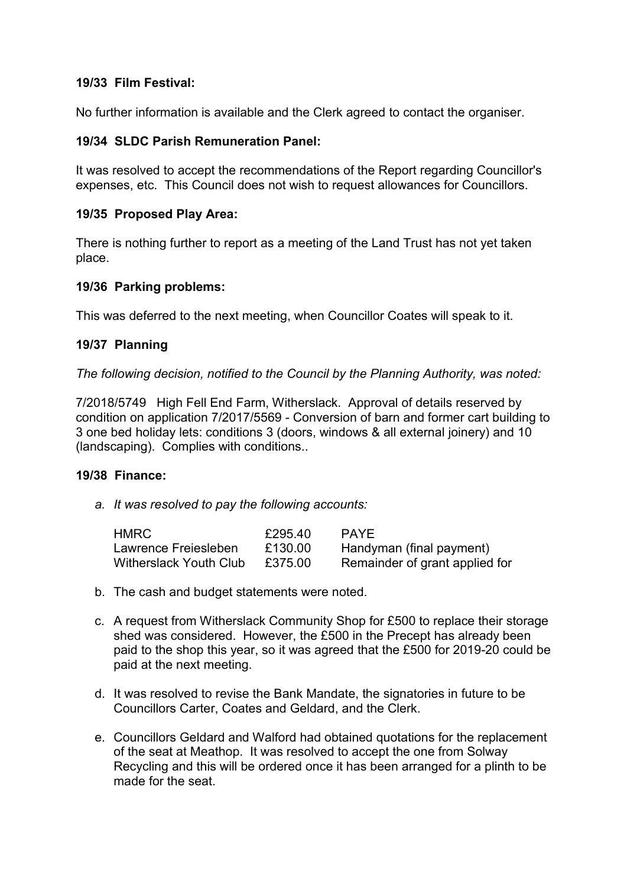**19/33 Film Festival:**

No further information is available and the Clerk agreed to contact the organiser.

**19/34 SLDC Parish Remuneration Panel:**

It was resolved to accept the recommendations of the Report regarding Councillor's expenses, etc. This Council does not wish to request allowances for Councillors.

**19/35 Proposed Play Area:**

There is nothing further to report as a meeting of the Land Trust has not yet taken place.

**19/36 Parking problems:**

This was deferred to the next meeting, when Councillor Coates will speak to it.

**19/37 Planning**

*The following decision, notified to the Council by the Planning Authority, was noted:*

7/2018/5749 High Fell End Farm, Witherslack. Approval of details reserved by condition on application 7/2017/5569 - Conversion of barn and former cart building to 3 one bed holiday lets: conditions 3 (doors, windows & all external joinery) and 10 (landscaping). Complies with conditions..

**19/38 Finance:**

a. *It was resolved to pay the following accounts:*

| | | |
|---|---|---|
| HMRC | £295.40 | PAYE |
| Lawrence Freiesleben | £130.00 | Handyman (final payment) |
| Witherslack Youth Club | £375.00 | Remainder of grant applied for |

b. The cash and budget statements were noted.

c. A request from Witherslack Community Shop for £500 to replace their storage shed was considered. However, the £500 in the Precept has already been paid to the shop this year, so it was agreed that the £500 for 2019-20 could be paid at the next meeting.

d. It was resolved to revise the Bank Mandate, the signatories in future to be Councillors Carter, Coates and Geldard, and the Clerk.

e. Councillors Geldard and Walford had obtained quotations for the replacement of the seat at Meathop. It was resolved to accept the one from Solway Recycling and this will be ordered once it has been arranged for a plinth to be made for the seat.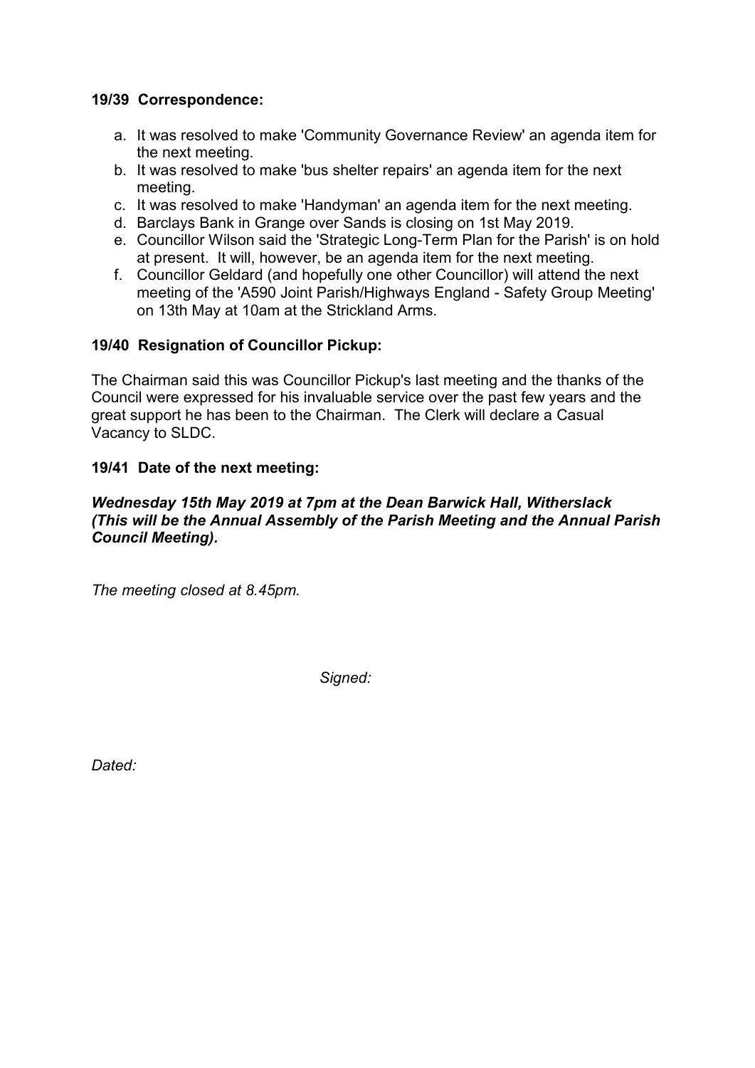**19/39 Correspondence:**

a. It was resolved to make 'Community Governance Review' an agenda item for the next meeting.
b. It was resolved to make 'bus shelter repairs' an agenda item for the next meeting.
c. It was resolved to make 'Handyman' an agenda item for the next meeting.
d. Barclays Bank in Grange over Sands is closing on 1st May 2019.
e. Councillor Wilson said the 'Strategic Long-Term Plan for the Parish' is on hold at present. It will, however, be an agenda item for the next meeting.
f. Councillor Geldard (and hopefully one other Councillor) will attend the next meeting of the 'A590 Joint Parish/Highways England - Safety Group Meeting' on 13th May at 10am at the Strickland Arms.

**19/40 Resignation of Councillor Pickup:**

The Chairman said this was Councillor Pickup's last meeting and the thanks of the Council were expressed for his invaluable service over the past few years and the great support he has been to the Chairman. The Clerk will declare a Casual Vacancy to SLDC.

**19/41 Date of the next meeting:**

***Wednesday 15th May 2019 at 7pm at the Dean Barwick Hall, Witherslack (This will be the Annual Assembly of the Parish Meeting and the Annual Parish Council Meeting).***

*The meeting closed at 8.45pm.*

*Signed:*

*Dated:*